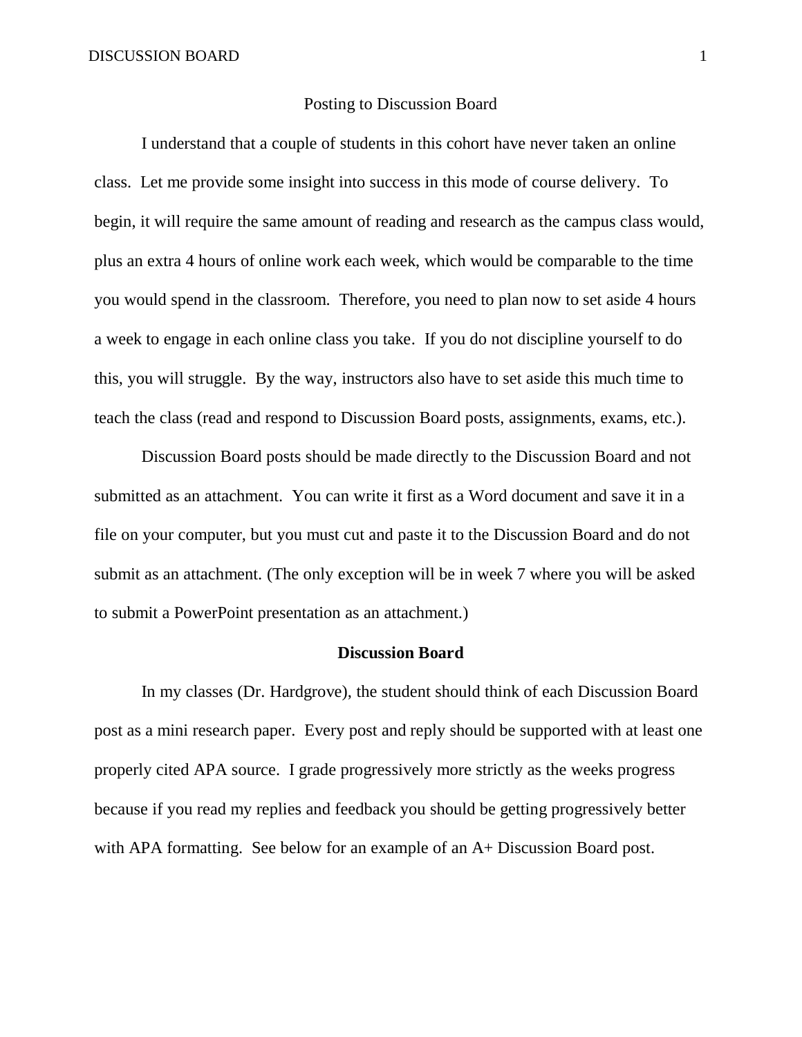# Posting to Discussion Board

I understand that a couple of students in this cohort have never taken an online class. Let me provide some insight into success in this mode of course delivery. To begin, it will require the same amount of reading and research as the campus class would, plus an extra 4 hours of online work each week, which would be comparable to the time you would spend in the classroom. Therefore, you need to plan now to set aside 4 hours a week to engage in each online class you take. If you do not discipline yourself to do this, you will struggle. By the way, instructors also have to set aside this much time to teach the class (read and respond to Discussion Board posts, assignments, exams, etc.).

Discussion Board posts should be made directly to the Discussion Board and not submitted as an attachment. You can write it first as a Word document and save it in a file on your computer, but you must cut and paste it to the Discussion Board and do not submit as an attachment. (The only exception will be in week 7 where you will be asked to submit a PowerPoint presentation as an attachment.)

## Discussion Board

In my classes (Dr. Hardgrove), the student should think of each Discussion Board post as a mini research paper. Every post and reply should be supported with at least one properly cited APA source. I grade progressively more strictly as the weeks progress because if you read my replies and feedback you should be getting progressively better with APA formatting. See below for an example of an A+ Discussion Board post.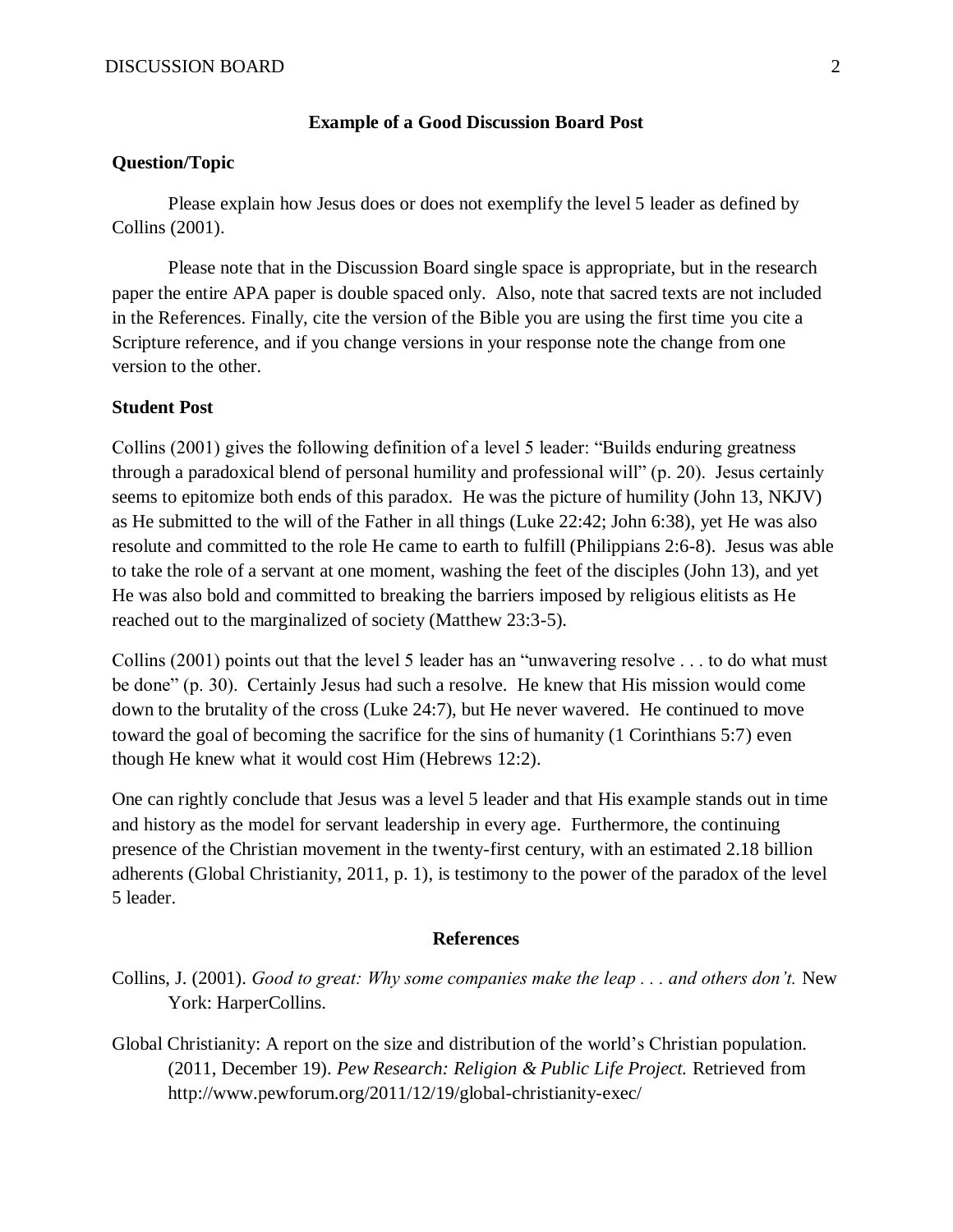**Example of a Good Discussion Board Post**

**Question/Topic**

Please explain how Jesus does or does not exemplify the level 5 leader as defined by Collins (2001).

Please note that in the Discussion Board single space is appropriate, but in the research paper the entire APA paper is double spaced only. Also, note that sacred texts are not included in the References. Finally, cite the version of the Bible you are using the first time you cite a Scripture reference, and if you change versions in your response note the change from one version to the other.

**Student Post**

Collins (2001) gives the following definition of a level 5 leader: "Builds enduring greatness through a paradoxical blend of personal humility and professional will" (p. 20). Jesus certainly seems to epitomize both ends of this paradox. He was the picture of humility (John 13, NKJV) as He submitted to the will of the Father in all things (Luke 22:42; John 6:38), yet He was also resolute and committed to the role He came to earth to fulfill (Philippians 2:6-8). Jesus was able to take the role of a servant at one moment, washing the feet of the disciples (John 13), and yet He was also bold and committed to breaking the barriers imposed by religious elitists as He reached out to the marginalized of society (Matthew 23:3-5).

Collins (2001) points out that the level 5 leader has an "unwavering resolve . . . to do what must be done" (p. 30). Certainly Jesus had such a resolve. He knew that His mission would come down to the brutality of the cross (Luke 24:7), but He never wavered. He continued to move toward the goal of becoming the sacrifice for the sins of humanity (1 Corinthians 5:7) even though He knew what it would cost Him (Hebrews 12:2).

One can rightly conclude that Jesus was a level 5 leader and that His example stands out in time and history as the model for servant leadership in every age. Furthermore, the continuing presence of the Christian movement in the twenty-first century, with an estimated 2.18 billion adherents (Global Christianity, 2011, p. 1), is testimony to the power of the paradox of the level 5 leader.

**References**

Collins, J. (2001). *Good to great: Why some companies make the leap . . . and others don't.* New York: HarperCollins.

Global Christianity: A report on the size and distribution of the world's Christian population. (2011, December 19). *Pew Research: Religion & Public Life Project.* Retrieved from http://www.pewforum.org/2011/12/19/global-christianity-exec/